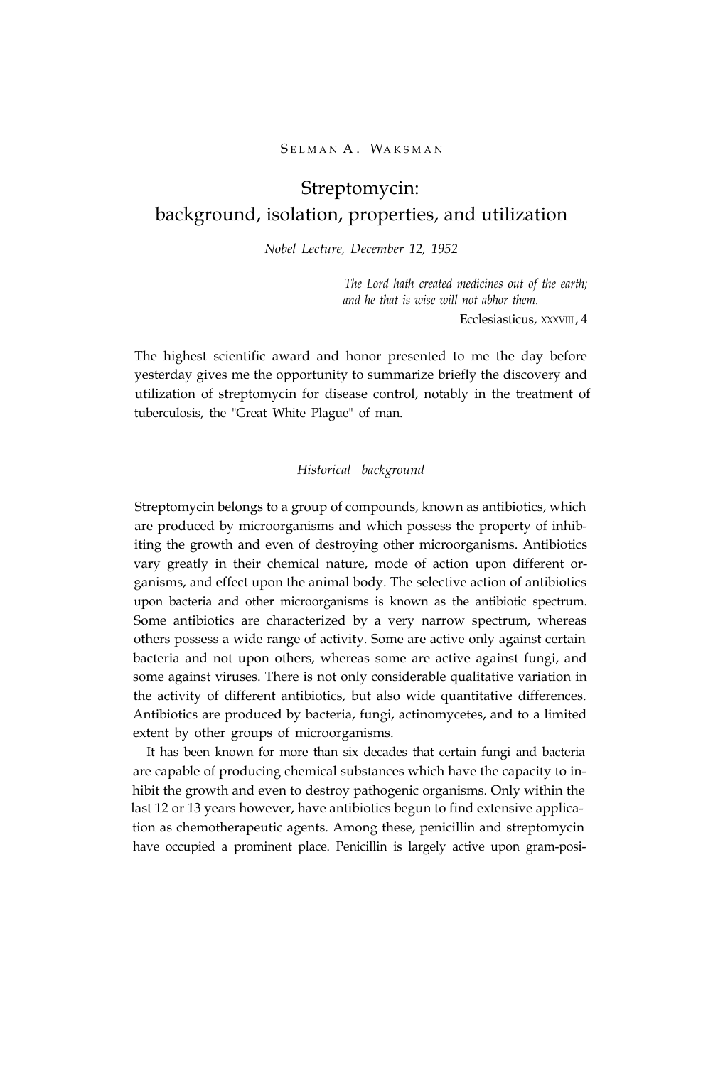SELMAN A. WAKSMAN

# Streptomycin: background, isolation, properties, and utilization

*Nobel Lecture, December 12, 1952*

> *The Lord hath created medicines out of the earth; and he that is wise will not abhor them.*
>
> Ecclesiasticus, XXXVIII, 4

The highest scientific award and honor presented to me the day before yesterday gives me the opportunity to summarize briefly the discovery and utilization of streptomycin for disease control, notably in the treatment of tuberculosis, the "Great White Plague" of man.

## *Historical background*

Streptomycin belongs to a group of compounds, known as antibiotics, which are produced by microorganisms and which possess the property of inhibiting the growth and even of destroying other microorganisms. Antibiotics vary greatly in their chemical nature, mode of action upon different organisms, and effect upon the animal body. The selective action of antibiotics upon bacteria and other microorganisms is known as the antibiotic spectrum. Some antibiotics are characterized by a very narrow spectrum, whereas others possess a wide range of activity. Some are active only against certain bacteria and not upon others, whereas some are active against fungi, and some against viruses. There is not only considerable qualitative variation in the activity of different antibiotics, but also wide quantitative differences. Antibiotics are produced by bacteria, fungi, actinomycetes, and to a limited extent by other groups of microorganisms.

It has been known for more than six decades that certain fungi and bacteria are capable of producing chemical substances which have the capacity to inhibit the growth and even to destroy pathogenic organisms. Only within the last 12 or 13 years however, have antibiotics begun to find extensive application as chemotherapeutic agents. Among these, penicillin and streptomycin have occupied a prominent place. Penicillin is largely active upon gram-posi-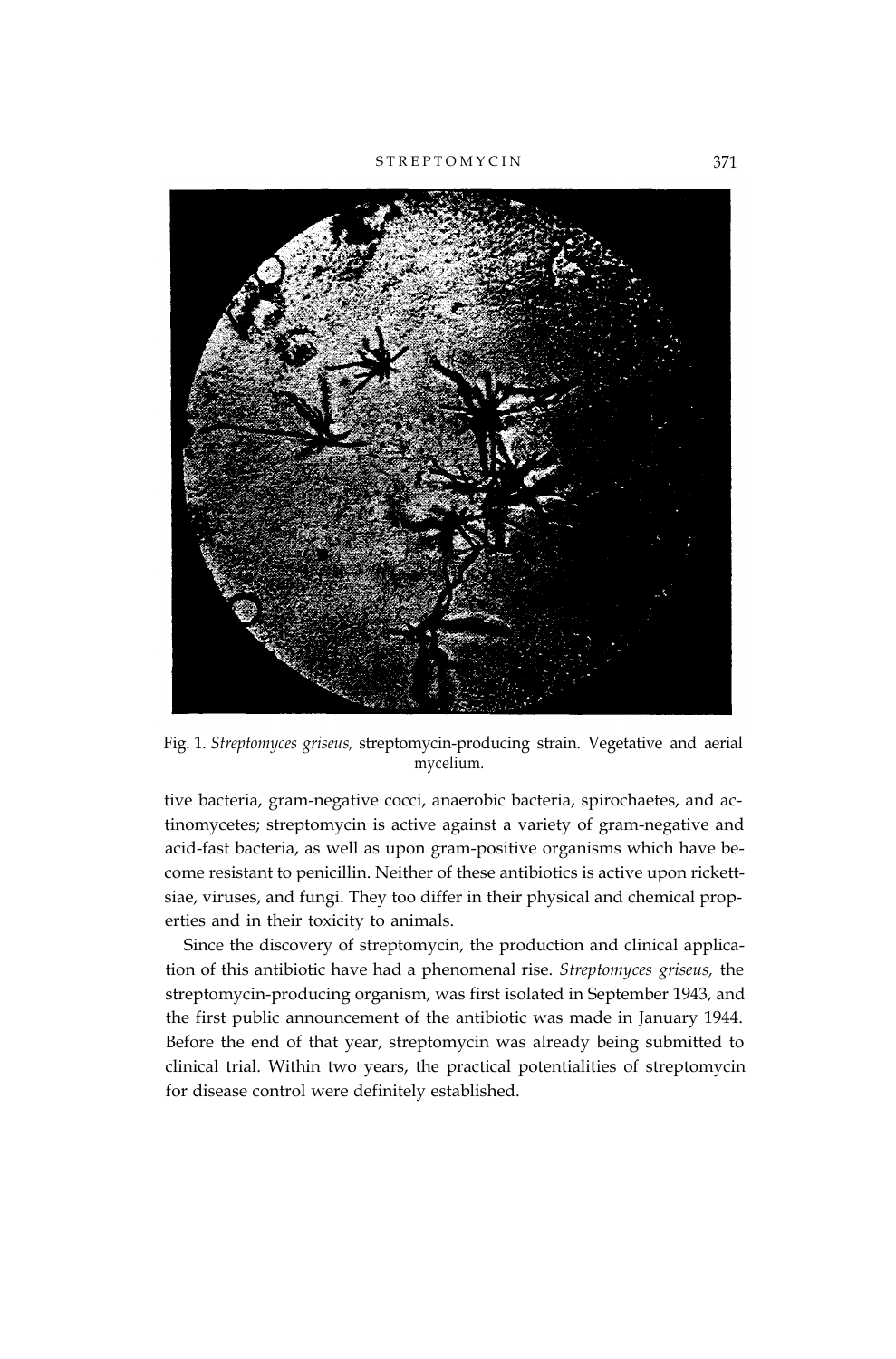Fig. 1. *Streptomyces griseus,* streptomycin-producing strain. Vegetative and aerial mycelium.

tive bacteria, gram-negative cocci, anaerobic bacteria, spirochaetes, and actinomycetes; streptomycin is active against a variety of gram-negative and acid-fast bacteria, as well as upon gram-positive organisms which have become resistant to penicillin. Neither of these antibiotics is active upon rickettsiae, viruses, and fungi. They too differ in their physical and chemical properties and in their toxicity to animals.

Since the discovery of streptomycin, the production and clinical application of this antibiotic have had a phenomenal rise. *Streptomyces griseus,* the streptomycin-producing organism, was first isolated in September 1943, and the first public announcement of the antibiotic was made in January 1944. Before the end of that year, streptomycin was already being submitted to clinical trial. Within two years, the practical potentialities of streptomycin for disease control were definitely established.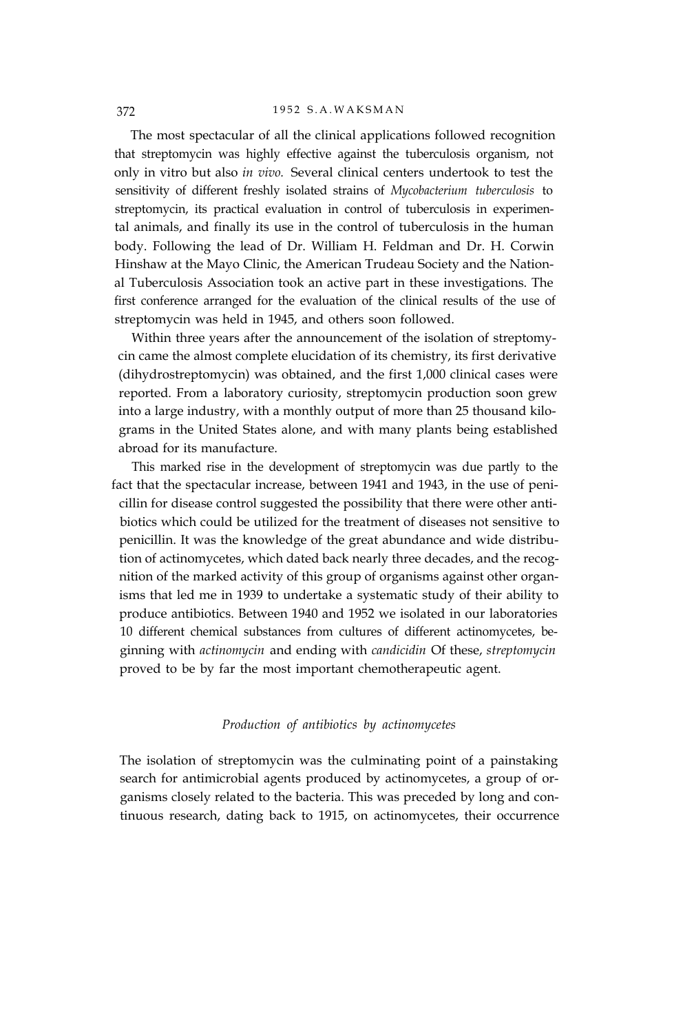The most spectacular of all the clinical applications followed recognition that streptomycin was highly effective against the tuberculosis organism, not only in vitro but also *in vivo.* Several clinical centers undertook to test the sensitivity of different freshly isolated strains of *Mycobacterium tuberculosis* to streptomycin, its practical evaluation in control of tuberculosis in experimental animals, and finally its use in the control of tuberculosis in the human body. Following the lead of Dr. William H. Feldman and Dr. H. Corwin Hinshaw at the Mayo Clinic, the American Trudeau Society and the National Tuberculosis Association took an active part in these investigations. The first conference arranged for the evaluation of the clinical results of the use of streptomycin was held in 1945, and others soon followed.

Within three years after the announcement of the isolation of streptomycin came the almost complete elucidation of its chemistry, its first derivative (dihydrostreptomycin) was obtained, and the first 1,000 clinical cases were reported. From a laboratory curiosity, streptomycin production soon grew into a large industry, with a monthly output of more than 25 thousand kilograms in the United States alone, and with many plants being established abroad for its manufacture.

This marked rise in the development of streptomycin was due partly to the fact that the spectacular increase, between 1941 and 1943, in the use of penicillin for disease control suggested the possibility that there were other antibiotics which could be utilized for the treatment of diseases not sensitive to penicillin. It was the knowledge of the great abundance and wide distribution of actinomycetes, which dated back nearly three decades, and the recognition of the marked activity of this group of organisms against other organisms that led me in 1939 to undertake a systematic study of their ability to produce antibiotics. Between 1940 and 1952 we isolated in our laboratories 10 different chemical substances from cultures of different actinomycetes, beginning with *actinomycin* and ending with *candicidin* Of these, *streptomycin* proved to be by far the most important chemotherapeutic agent.

### *Production of antibiotics by actinomycetes*

The isolation of streptomycin was the culminating point of a painstaking search for antimicrobial agents produced by actinomycetes, a group of organisms closely related to the bacteria. This was preceded by long and continuous research, dating back to 1915, on actinomycetes, their occurrence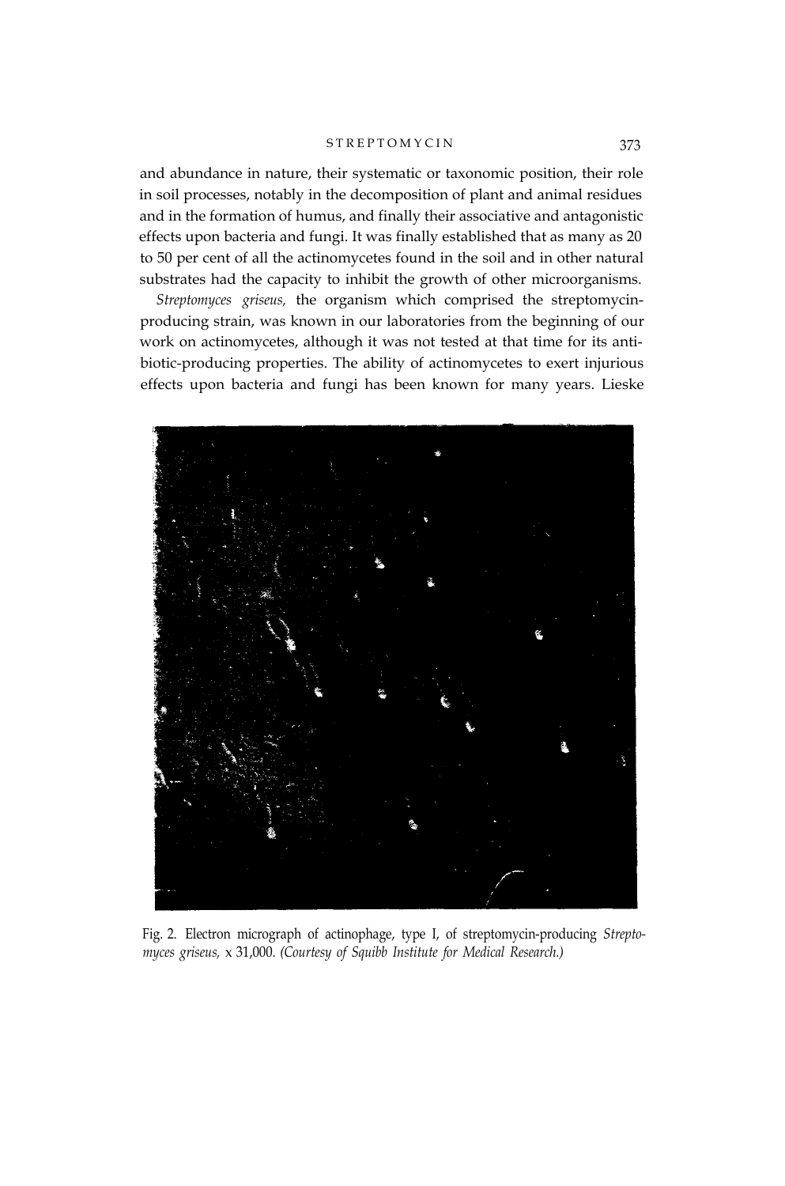and abundance in nature, their systematic or taxonomic position, their role in soil processes, notably in the decomposition of plant and animal residues and in the formation of humus, and finally their associative and antagonistic effects upon bacteria and fungi. It was finally established that as many as 20 to 50 per cent of all the actinomycetes found in the soil and in other natural substrates had the capacity to inhibit the growth of other microorganisms.

*Streptomyces griseus,* the organism which comprised the streptomycin-producing strain, was known in our laboratories from the beginning of our work on actinomycetes, although it was not tested at that time for its antibiotic-producing properties. The ability of actinomycetes to exert injurious effects upon bacteria and fungi has been known for many years. Lieske

Fig. 2. Electron micrograph of actinophage, type I, of streptomycin-producing *Streptomyces griseus,* x 31,000. *(Courtesy of Squibb Institute for Medical Research.)*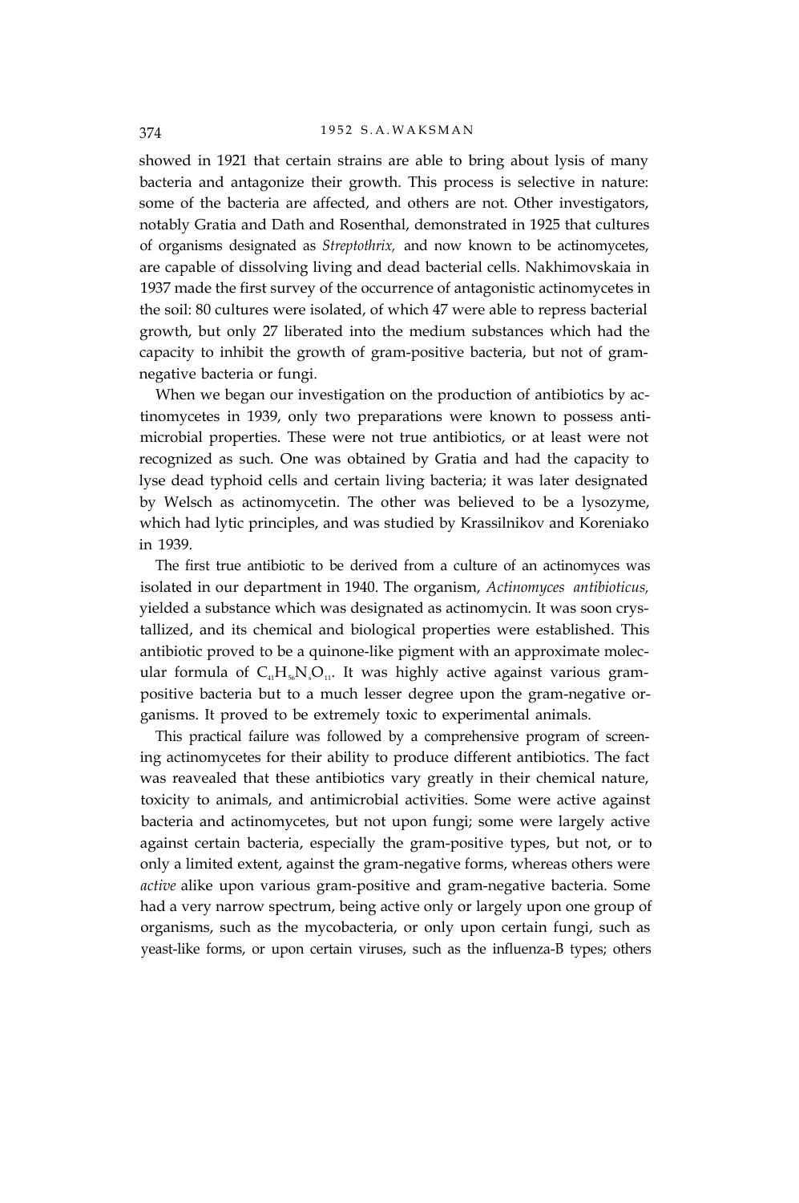showed in 1921 that certain strains are able to bring about lysis of many bacteria and antagonize their growth. This process is selective in nature: some of the bacteria are affected, and others are not. Other investigators, notably Gratia and Dath and Rosenthal, demonstrated in 1925 that cultures of organisms designated as *Streptothrix,* and now known to be actinomycetes, are capable of dissolving living and dead bacterial cells. Nakhimovskaia in 1937 made the first survey of the occurrence of antagonistic actinomycetes in the soil: 80 cultures were isolated, of which 47 were able to repress bacterial growth, but only 27 liberated into the medium substances which had the capacity to inhibit the growth of gram-positive bacteria, but not of gram-negative bacteria or fungi.

When we began our investigation on the production of antibiotics by actinomycetes in 1939, only two preparations were known to possess antimicrobial properties. These were not true antibiotics, or at least were not recognized as such. One was obtained by Gratia and had the capacity to lyse dead typhoid cells and certain living bacteria; it was later designated by Welsch as actinomycetin. The other was believed to be a lysozyme, which had lytic principles, and was studied by Krassilnikov and Koreniako in 1939.

The first true antibiotic to be derived from a culture of an actinomyces was isolated in our department in 1940. The organism, *Actinomyces antibioticus,* yielded a substance which was designated as actinomycin. It was soon crystallized, and its chemical and biological properties were established. This antibiotic proved to be a quinone-like pigment with an approximate molecular formula of $C_{41}H_{56}N_{8}O_{11}$. It was highly active against various gram-positive bacteria but to a much lesser degree upon the gram-negative organisms. It proved to be extremely toxic to experimental animals.

This practical failure was followed by a comprehensive program of screening actinomycetes for their ability to produce different antibiotics. The fact was reavealed that these antibiotics vary greatly in their chemical nature, toxicity to animals, and antimicrobial activities. Some were active against bacteria and actinomycetes, but not upon fungi; some were largely active against certain bacteria, especially the gram-positive types, but not, or to only a limited extent, against the gram-negative forms, whereas others were *active* alike upon various gram-positive and gram-negative bacteria. Some had a very narrow spectrum, being active only or largely upon one group of organisms, such as the mycobacteria, or only upon certain fungi, such as yeast-like forms, or upon certain viruses, such as the influenza-B types; others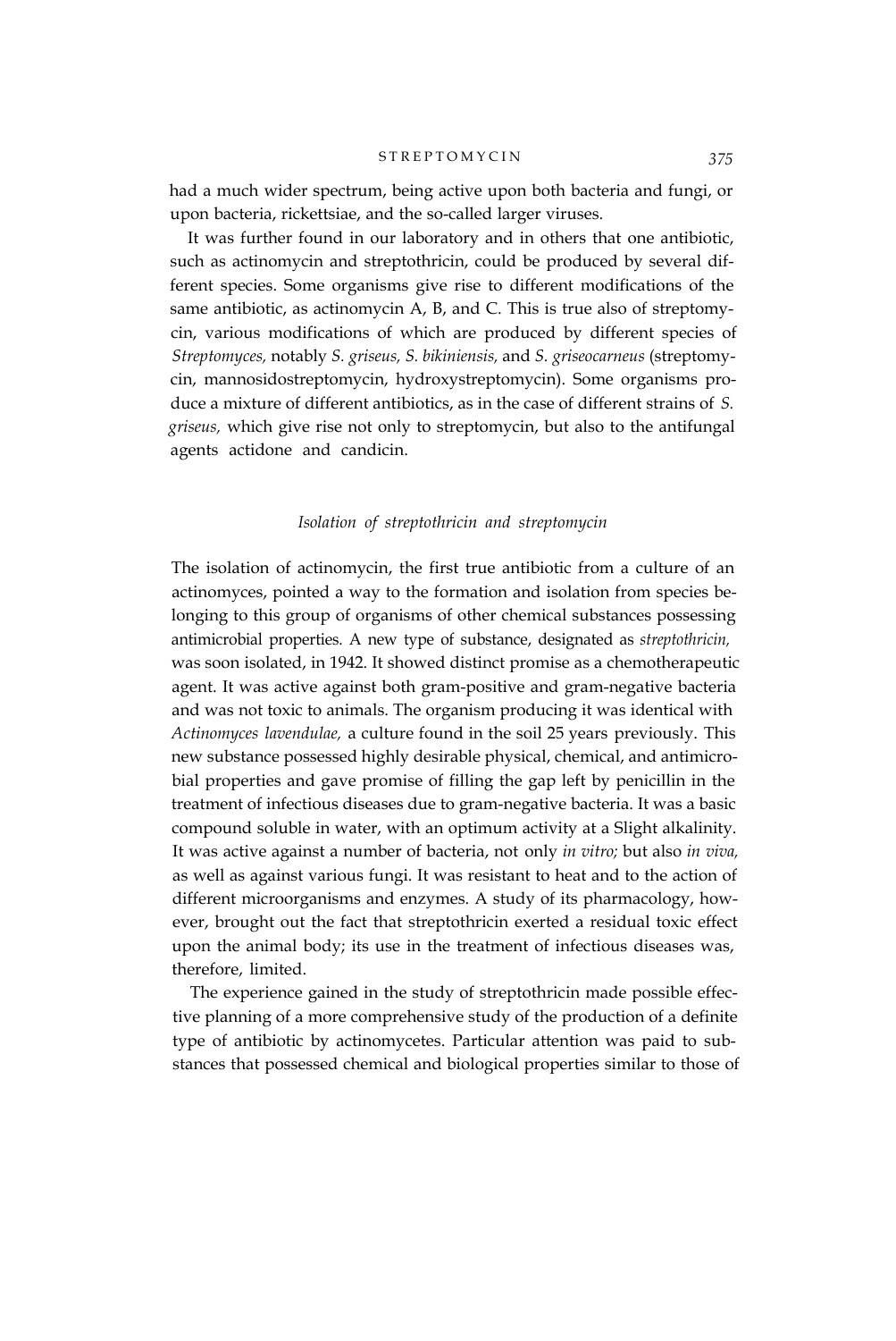had a much wider spectrum, being active upon both bacteria and fungi, or upon bacteria, rickettsiae, and the so-called larger viruses.

It was further found in our laboratory and in others that one antibiotic, such as actinomycin and streptothricin, could be produced by several different species. Some organisms give rise to different modifications of the same antibiotic, as actinomycin A, B, and C. This is true also of streptomycin, various modifications of which are produced by different species of *Streptomyces,* notably *S. griseus, S. bikiniensis,* and *S. griseocarneus* (streptomycin, mannosidostreptomycin, hydroxystreptomycin). Some organisms produce a mixture of different antibiotics, as in the case of different strains of *S. griseus,* which give rise not only to streptomycin, but also to the antifungal agents actidone and candicin.

### *Isolation of streptothricin and streptomycin*

The isolation of actinomycin, the first true antibiotic from a culture of an actinomyces, pointed a way to the formation and isolation from species belonging to this group of organisms of other chemical substances possessing antimicrobial properties. A new type of substance, designated as *streptothricin,* was soon isolated, in 1942. It showed distinct promise as a chemotherapeutic agent. It was active against both gram-positive and gram-negative bacteria and was not toxic to animals. The organism producing it was identical with *Actinomyces lavendulae,* a culture found in the soil 25 years previously. This new substance possessed highly desirable physical, chemical, and antimicrobial properties and gave promise of filling the gap left by penicillin in the treatment of infectious diseases due to gram-negative bacteria. It was a basic compound soluble in water, with an optimum activity at a Slight alkalinity. It was active against a number of bacteria, not only *in vitro;* but also *in viva,* as well as against various fungi. It was resistant to heat and to the action of different microorganisms and enzymes. A study of its pharmacology, however, brought out the fact that streptothricin exerted a residual toxic effect upon the animal body; its use in the treatment of infectious diseases was, therefore, limited.

The experience gained in the study of streptothricin made possible effective planning of a more comprehensive study of the production of a definite type of antibiotic by actinomycetes. Particular attention was paid to substances that possessed chemical and biological properties similar to those of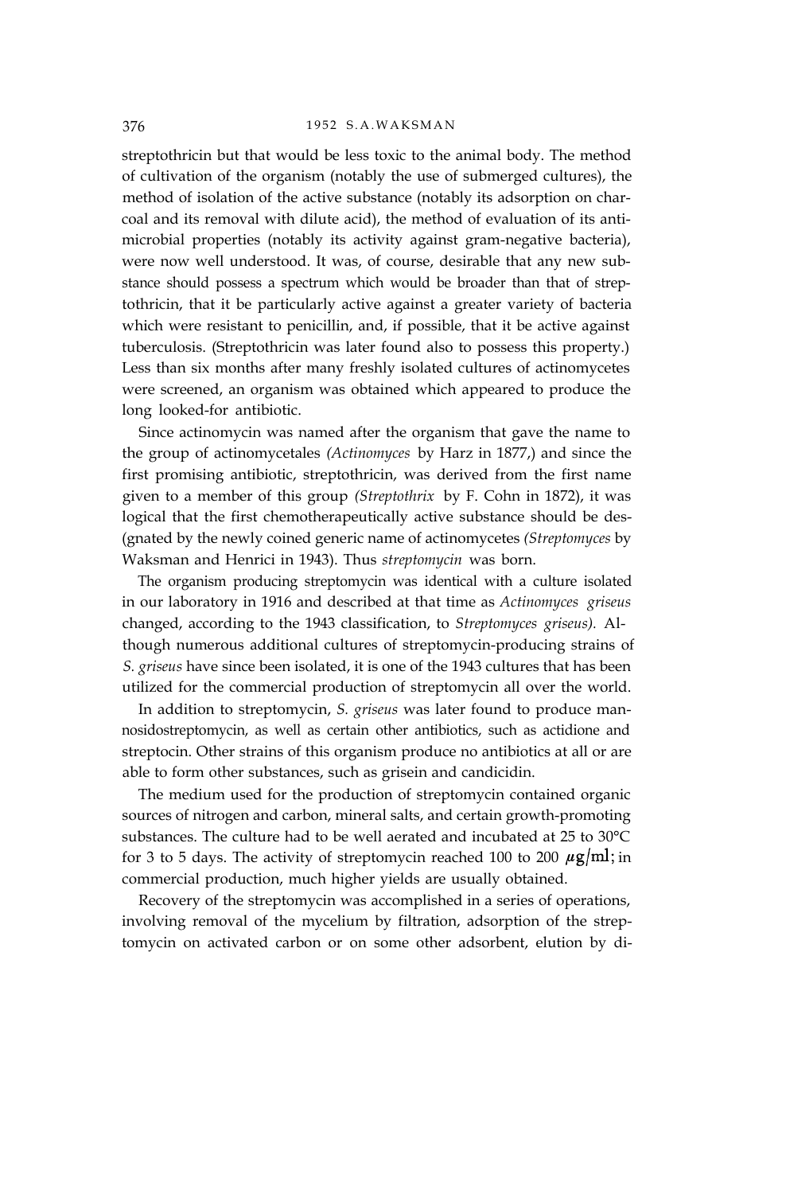streptothricin but that would be less toxic to the animal body. The method of cultivation of the organism (notably the use of submerged cultures), the method of isolation of the active substance (notably its adsorption on charcoal and its removal with dilute acid), the method of evaluation of its antimicrobial properties (notably its activity against gram-negative bacteria), were now well understood. It was, of course, desirable that any new substance should possess a spectrum which would be broader than that of streptothricin, that it be particularly active against a greater variety of bacteria which were resistant to penicillin, and, if possible, that it be active against tuberculosis. (Streptothricin was later found also to possess this property.) Less than six months after many freshly isolated cultures of actinomycetes were screened, an organism was obtained which appeared to produce the long looked-for antibiotic.

Since actinomycin was named after the organism that gave the name to the group of actinomycetales *(Actinomyces* by Harz in 1877,) and since the first promising antibiotic, streptothricin, was derived from the first name given to a member of this group *(Streptothrix* by F. Cohn in 1872), it was logical that the first chemotherapeutically active substance should be des-(gnated by the newly coined generic name of actinomycetes *(Streptomyces* by Waksman and Henrici in 1943). Thus *streptomycin* was born.

The organism producing streptomycin was identical with a culture isolated in our laboratory in 1916 and described at that time as *Actinomyces griseus* changed, according to the 1943 classification, to *Streptomyces griseus).* Although numerous additional cultures of streptomycin-producing strains of *S. griseus* have since been isolated, it is one of the 1943 cultures that has been utilized for the commercial production of streptomycin all over the world.

In addition to streptomycin, *S. griseus* was later found to produce mannosidostreptomycin, as well as certain other antibiotics, such as actidione and streptocin. Other strains of this organism produce no antibiotics at all or are able to form other substances, such as grisein and candicidin.

The medium used for the production of streptomycin contained organic sources of nitrogen and carbon, mineral salts, and certain growth-promoting substances. The culture had to be well aerated and incubated at 25 to 30°C for 3 to 5 days. The activity of streptomycin reached 100 to 200 $\mu$g/ml; in commercial production, much higher yields are usually obtained.

Recovery of the streptomycin was accomplished in a series of operations, involving removal of the mycelium by filtration, adsorption of the streptomycin on activated carbon or on some other adsorbent, elution by di-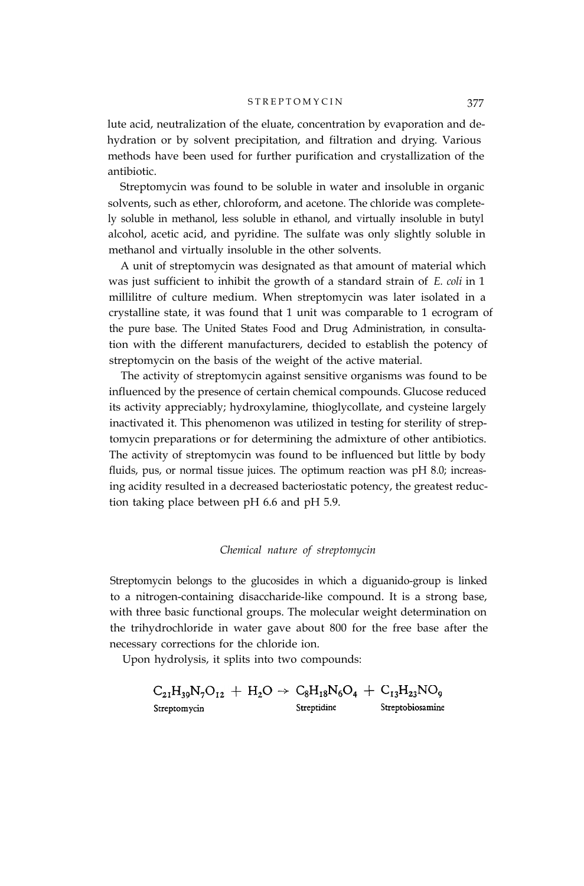lute acid, neutralization of the eluate, concentration by evaporation and dehydration or by solvent precipitation, and filtration and drying. Various methods have been used for further purification and crystallization of the antibiotic.

Streptomycin was found to be soluble in water and insoluble in organic solvents, such as ether, chloroform, and acetone. The chloride was completely soluble in methanol, less soluble in ethanol, and virtually insoluble in butyl alcohol, acetic acid, and pyridine. The sulfate was only slightly soluble in methanol and virtually insoluble in the other solvents.

A unit of streptomycin was designated as that amount of material which was just sufficient to inhibit the growth of a standard strain of *E. coli* in 1 millilitre of culture medium. When streptomycin was later isolated in a crystalline state, it was found that 1 unit was comparable to 1 ecrogram of the pure base. The United States Food and Drug Administration, in consultation with the different manufacturers, decided to establish the potency of streptomycin on the basis of the weight of the active material.

The activity of streptomycin against sensitive organisms was found to be influenced by the presence of certain chemical compounds. Glucose reduced its activity appreciably; hydroxylamine, thioglycollate, and cysteine largely inactivated it. This phenomenon was utilized in testing for sterility of streptomycin preparations or for determining the admixture of other antibiotics. The activity of streptomycin was found to be influenced but little by body fluids, pus, or normal tissue juices. The optimum reaction was pH 8.0; increasing acidity resulted in a decreased bacteriostatic potency, the greatest reduction taking place between pH 6.6 and pH 5.9.

### *Chemical nature of streptomycin*

Streptomycin belongs to the glucosides in which a diguanido-group is linked to a nitrogen-containing disaccharide-like compound. It is a strong base, with three basic functional groups. The molecular weight determination on the trihydrochloride in water gave about 800 for the free base after the necessary corrections for the chloride ion.

Upon hydrolysis, it splits into two compounds:

$$\underset{\text{Streptomycin}}{C_{21}H_{39}N_7O_{12}} + H_2O \rightarrow \underset{\text{Streptidine}}{C_8H_{18}N_6O_4} + \underset{\text{Streptobiosamine}}{C_{13}H_{23}NO_9}$$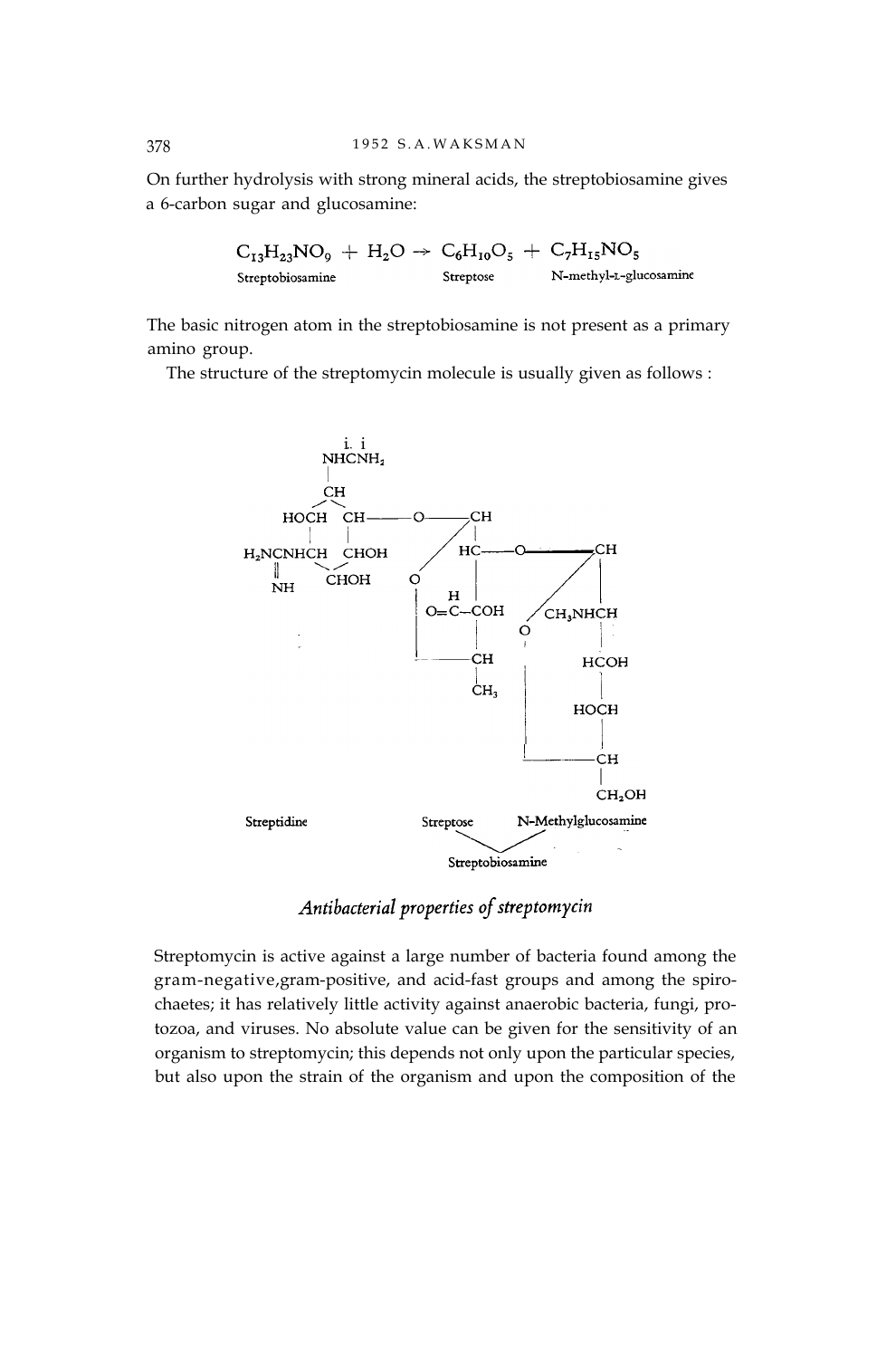On further hydrolysis with strong mineral acids, the streptobiosamine gives a 6-carbon sugar and glucosamine:

$$\underset{\text{Streptobiosamine}}{C_{13}H_{23}NO_9} + H_2O \rightarrow \underset{\text{Streptose}}{C_6H_{10}O_5} + \underset{\text{N-methyl-L-glucosamine}}{C_7H_{15}NO_5}$$

The basic nitrogen atom in the streptobiosamine is not present as a primary amino group.

The structure of the streptomycin molecule is usually given as follows :

Streptidine — Streptose — N-Methylglucosamine

Streptobiosamine

## *Antibacterial properties of streptomycin*

Streptomycin is active against a large number of bacteria found among the gram-negative,gram-positive, and acid-fast groups and among the spirochaetes; it has relatively little activity against anaerobic bacteria, fungi, protozoa, and viruses. No absolute value can be given for the sensitivity of an organism to streptomycin; this depends not only upon the particular species, but also upon the strain of the organism and upon the composition of the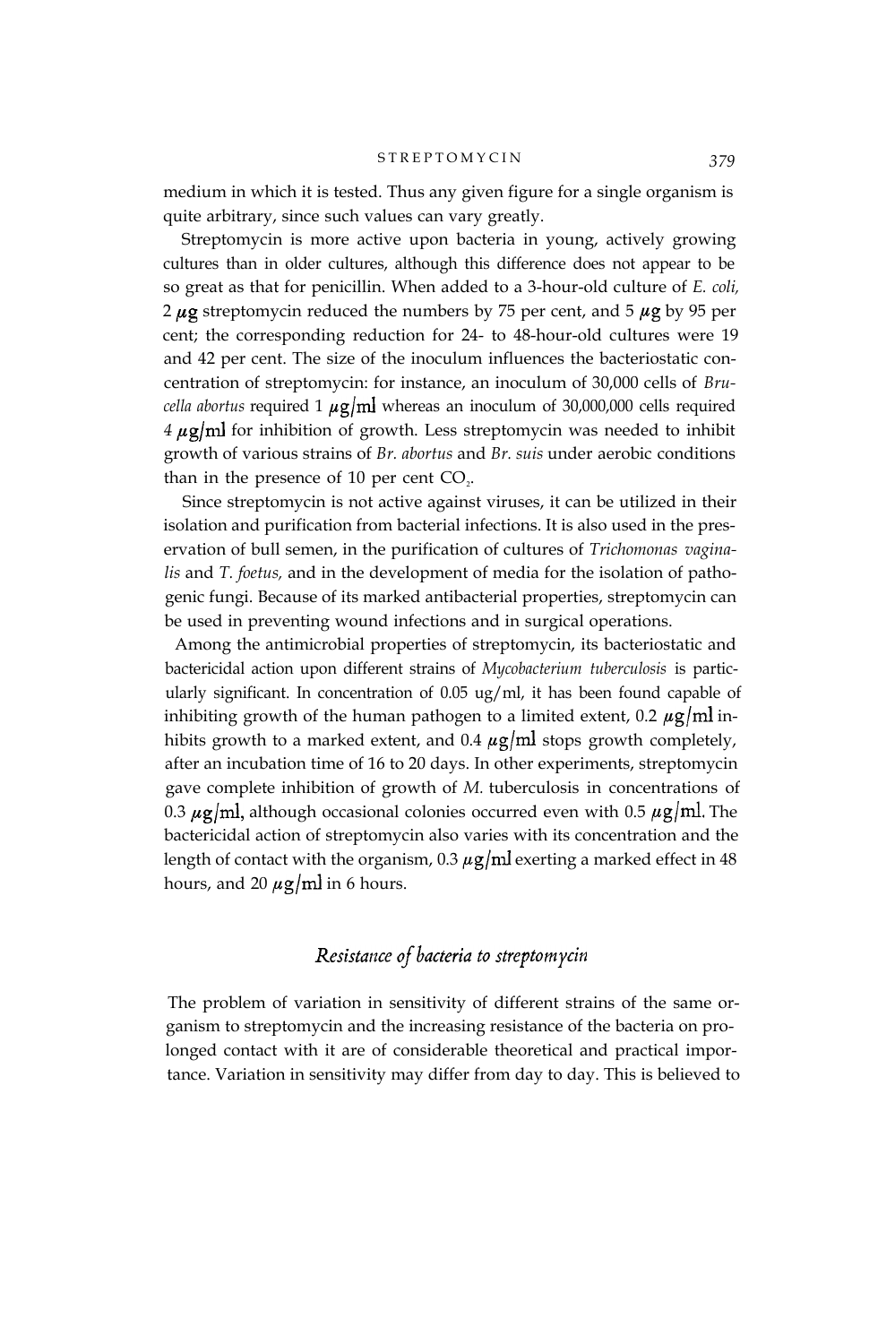medium in which it is tested. Thus any given figure for a single organism is quite arbitrary, since such values can vary greatly.

Streptomycin is more active upon bacteria in young, actively growing cultures than in older cultures, although this difference does not appear to be so great as that for penicillin. When added to a 3-hour-old culture of *E. coli,* 2 $\mu g$ streptomycin reduced the numbers by 75 per cent, and 5 $\mu g$ by 95 per cent; the corresponding reduction for 24- to 48-hour-old cultures were 19 and 42 per cent. The size of the inoculum influences the bacteriostatic concentration of streptomycin: for instance, an inoculum of 30,000 cells of *Brucella abortus* required 1 $\mu g/ml$ whereas an inoculum of 30,000,000 cells required 4 $\mu g/ml$ for inhibition of growth. Less streptomycin was needed to inhibit growth of various strains of *Br. abortus* and *Br. suis* under aerobic conditions than in the presence of 10 per cent $CO_2$.

Since streptomycin is not active against viruses, it can be utilized in their isolation and purification from bacterial infections. It is also used in the preservation of bull semen, in the purification of cultures of *Trichomonas vaginalis* and *T. foetus,* and in the development of media for the isolation of pathogenic fungi. Because of its marked antibacterial properties, streptomycin can be used in preventing wound infections and in surgical operations.

Among the antimicrobial properties of streptomycin, its bacteriostatic and bactericidal action upon different strains of *Mycobacterium tuberculosis* is particularly significant. In concentration of 0.05 ug/ml, it has been found capable of inhibiting growth of the human pathogen to a limited extent, 0.2 $\mu g/ml$ inhibits growth to a marked extent, and 0.4 $\mu g/ml$ stops growth completely, after an incubation time of 16 to 20 days. In other experiments, streptomycin gave complete inhibition of growth of *M.* tuberculosis in concentrations of 0.3 $\mu g/ml$, although occasional colonies occurred even with 0.5 $\mu g/ml$. The bactericidal action of streptomycin also varies with its concentration and the length of contact with the organism, 0.3 $\mu g/ml$ exerting a marked effect in 48 hours, and 20 $\mu g/ml$ in 6 hours.

## *Resistance of bacteria to streptomycin*

The problem of variation in sensitivity of different strains of the same organism to streptomycin and the increasing resistance of the bacteria on prolonged contact with it are of considerable theoretical and practical importance. Variation in sensitivity may differ from day to day. This is believed to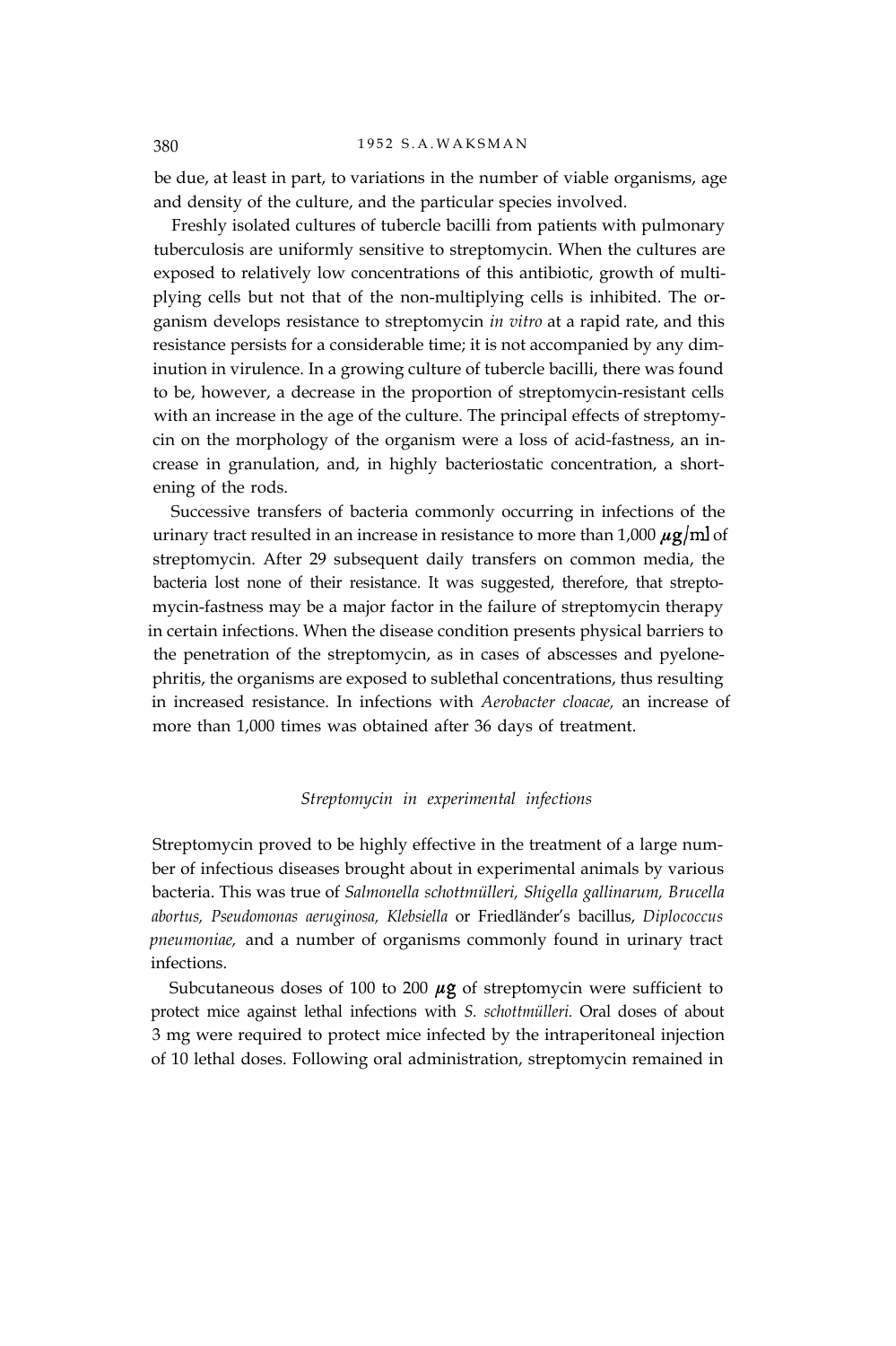be due, at least in part, to variations in the number of viable organisms, age and density of the culture, and the particular species involved.

Freshly isolated cultures of tubercle bacilli from patients with pulmonary tuberculosis are uniformly sensitive to streptomycin. When the cultures are exposed to relatively low concentrations of this antibiotic, growth of multiplying cells but not that of the non-multiplying cells is inhibited. The organism develops resistance to streptomycin *in vitro* at a rapid rate, and this resistance persists for a considerable time; it is not accompanied by any diminution in virulence. In a growing culture of tubercle bacilli, there was found to be, however, a decrease in the proportion of streptomycin-resistant cells with an increase in the age of the culture. The principal effects of streptomycin on the morphology of the organism were a loss of acid-fastness, an increase in granulation, and, in highly bacteriostatic concentration, a shortening of the rods.

Successive transfers of bacteria commonly occurring in infections of the urinary tract resulted in an increase in resistance to more than 1,000 $\mu g/ml$ of streptomycin. After 29 subsequent daily transfers on common media, the bacteria lost none of their resistance. It was suggested, therefore, that streptomycin-fastness may be a major factor in the failure of streptomycin therapy in certain infections. When the disease condition presents physical barriers to the penetration of the streptomycin, as in cases of abscesses and pyelonephritis, the organisms are exposed to sublethal concentrations, thus resulting in increased resistance. In infections with *Aerobacter cloacae,* an increase of more than 1,000 times was obtained after 36 days of treatment.

### *Streptomycin in experimental infections*

Streptomycin proved to be highly effective in the treatment of a large number of infectious diseases brought about in experimental animals by various bacteria. This was true of *Salmonella schottmülleri, Shigella gallinarum, Brucella abortus, Pseudomonas aeruginosa, Klebsiella* or Friedländer's bacillus, *Diplococcus pneumoniae,* and a number of organisms commonly found in urinary tract infections.

Subcutaneous doses of 100 to 200 $\mu g$ of streptomycin were sufficient to protect mice against lethal infections with *S. schottmülleri.* Oral doses of about 3 mg were required to protect mice infected by the intraperitoneal injection of 10 lethal doses. Following oral administration, streptomycin remained in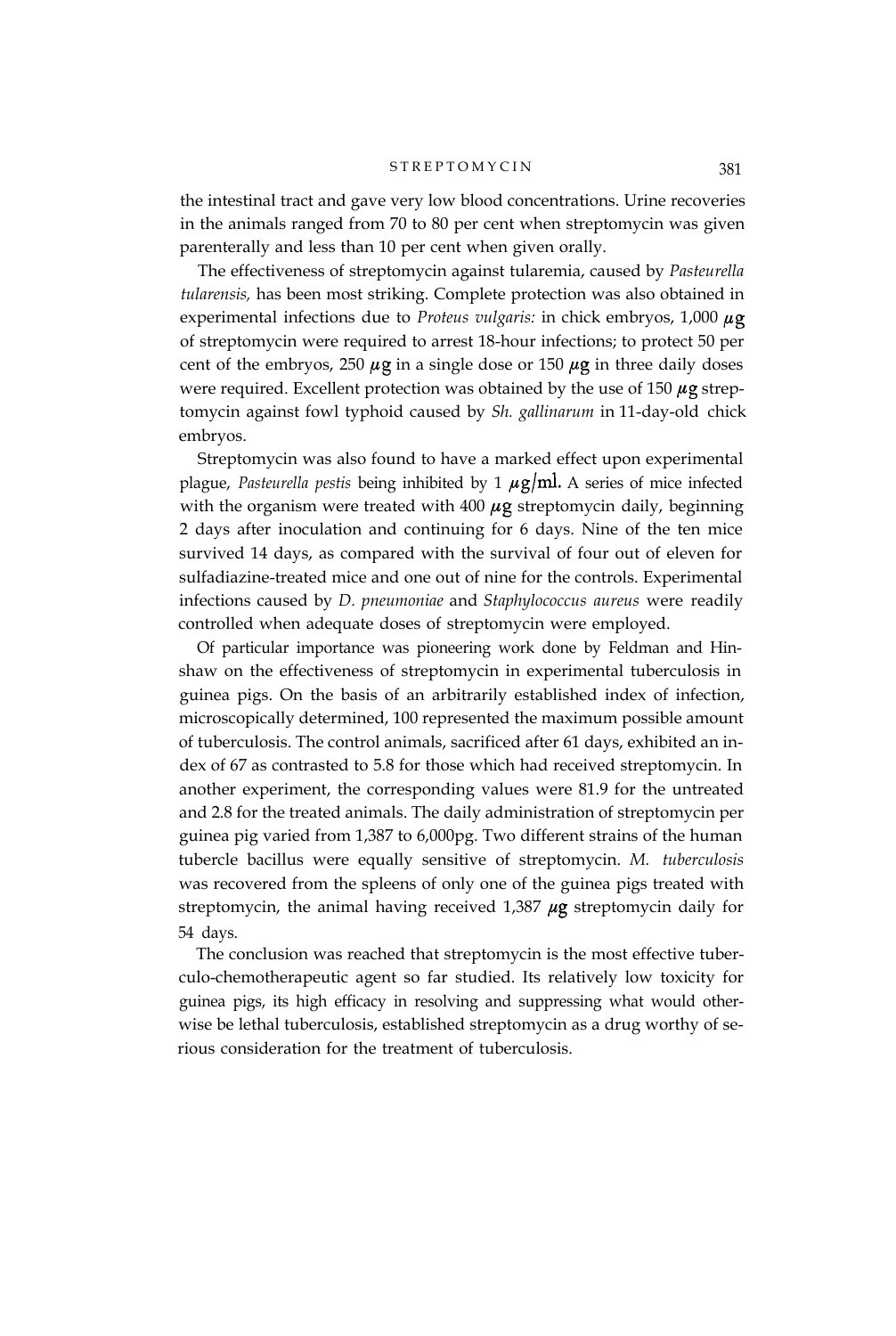the intestinal tract and gave very low blood concentrations. Urine recoveries in the animals ranged from 70 to 80 per cent when streptomycin was given parenterally and less than 10 per cent when given orally.

The effectiveness of streptomycin against tularemia, caused by *Pasteurella tularensis,* has been most striking. Complete protection was also obtained in experimental infections due to *Proteus vulgaris:* in chick embryos, 1,000 μg of streptomycin were required to arrest 18-hour infections; to protect 50 per cent of the embryos, 250 μg in a single dose or 150 μg in three daily doses were required. Excellent protection was obtained by the use of 150 μg streptomycin against fowl typhoid caused by *Sh. gallinarum* in 11-day-old chick embryos.

Streptomycin was also found to have a marked effect upon experimental plague, *Pasteurella pestis* being inhibited by 1 μg/ml. A series of mice infected with the organism were treated with 400 μg streptomycin daily, beginning 2 days after inoculation and continuing for 6 days. Nine of the ten mice survived 14 days, as compared with the survival of four out of eleven for sulfadiazine-treated mice and one out of nine for the controls. Experimental infections caused by *D. pneumoniae* and *Staphylococcus aureus* were readily controlled when adequate doses of streptomycin were employed.

Of particular importance was pioneering work done by Feldman and Hinshaw on the effectiveness of streptomycin in experimental tuberculosis in guinea pigs. On the basis of an arbitrarily established index of infection, microscopically determined, 100 represented the maximum possible amount of tuberculosis. The control animals, sacrificed after 61 days, exhibited an index of 67 as contrasted to 5.8 for those which had received streptomycin. In another experiment, the corresponding values were 81.9 for the untreated and 2.8 for the treated animals. The daily administration of streptomycin per guinea pig varied from 1,387 to 6,000pg. Two different strains of the human tubercle bacillus were equally sensitive of streptomycin. *M. tuberculosis* was recovered from the spleens of only one of the guinea pigs treated with streptomycin, the animal having received 1,387 μg streptomycin daily for 54 days.

The conclusion was reached that streptomycin is the most effective tuberculo-chemotherapeutic agent so far studied. Its relatively low toxicity for guinea pigs, its high efficacy in resolving and suppressing what would otherwise be lethal tuberculosis, established streptomycin as a drug worthy of serious consideration for the treatment of tuberculosis.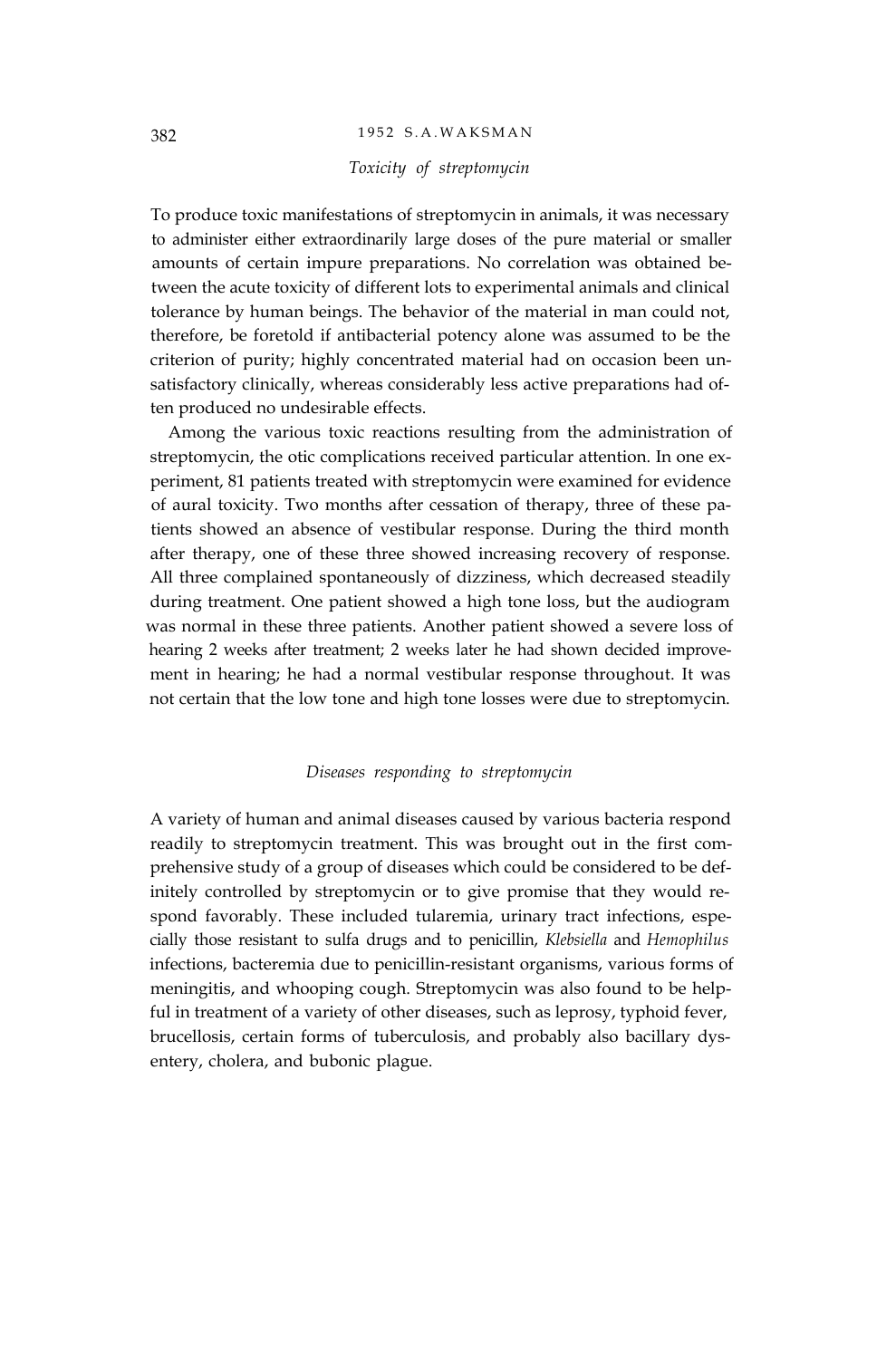### *Toxicity of streptomycin*

To produce toxic manifestations of streptomycin in animals, it was necessary to administer either extraordinarily large doses of the pure material or smaller amounts of certain impure preparations. No correlation was obtained between the acute toxicity of different lots to experimental animals and clinical tolerance by human beings. The behavior of the material in man could not, therefore, be foretold if antibacterial potency alone was assumed to be the criterion of purity; highly concentrated material had on occasion been unsatisfactory clinically, whereas considerably less active preparations had often produced no undesirable effects.

Among the various toxic reactions resulting from the administration of streptomycin, the otic complications received particular attention. In one experiment, 81 patients treated with streptomycin were examined for evidence of aural toxicity. Two months after cessation of therapy, three of these patients showed an absence of vestibular response. During the third month after therapy, one of these three showed increasing recovery of response. All three complained spontaneously of dizziness, which decreased steadily during treatment. One patient showed a high tone loss, but the audiogram was normal in these three patients. Another patient showed a severe loss of hearing 2 weeks after treatment; 2 weeks later he had shown decided improvement in hearing; he had a normal vestibular response throughout. It was not certain that the low tone and high tone losses were due to streptomycin.

### *Diseases responding to streptomycin*

A variety of human and animal diseases caused by various bacteria respond readily to streptomycin treatment. This was brought out in the first comprehensive study of a group of diseases which could be considered to be definitely controlled by streptomycin or to give promise that they would respond favorably. These included tularemia, urinary tract infections, especially those resistant to sulfa drugs and to penicillin, *Klebsiella* and *Hemophilus* infections, bacteremia due to penicillin-resistant organisms, various forms of meningitis, and whooping cough. Streptomycin was also found to be helpful in treatment of a variety of other diseases, such as leprosy, typhoid fever, brucellosis, certain forms of tuberculosis, and probably also bacillary dysentery, cholera, and bubonic plague.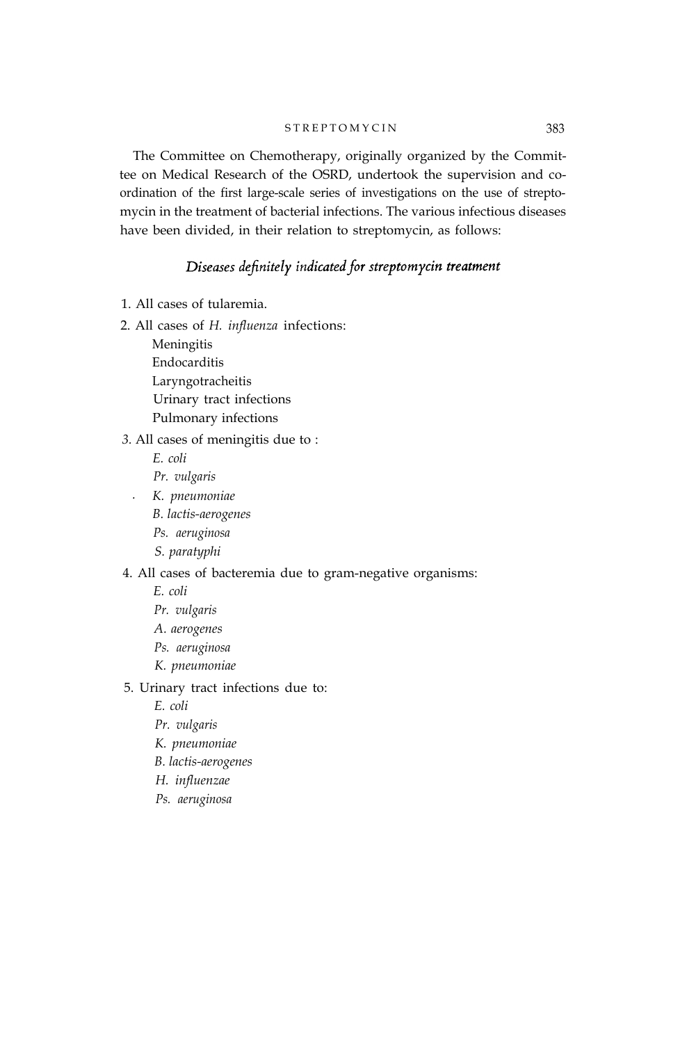The Committee on Chemotherapy, originally organized by the Committee on Medical Research of the OSRD, undertook the supervision and coordination of the first large-scale series of investigations on the use of streptomycin in the treatment of bacterial infections. The various infectious diseases have been divided, in their relation to streptomycin, as follows:

### *Diseases definitely indicated for streptomycin treatment*

1. All cases of tularemia.
2. All cases of *H. influenza* infections:
   - Meningitis
   - Endocarditis
   - Laryngotracheitis
   - Urinary tract infections
   - Pulmonary infections
3. All cases of meningitis due to :
   - *E. coli*
   - *Pr. vulgaris*
   - *K. pneumoniae*
   - *B. lactis-aerogenes*
   - *Ps. aeruginosa*
   - *S. paratyphi*
4. All cases of bacteremia due to gram-negative organisms:
   - *E. coli*
   - *Pr. vulgaris*
   - *A. aerogenes*
   - *Ps. aeruginosa*
   - *K. pneumoniae*
5. Urinary tract infections due to:
   - *E. coli*
   - *Pr. vulgaris*
   - *K. pneumoniae*
   - *B. lactis-aerogenes*
   - *H. influenzae*
   - *Ps. aeruginosa*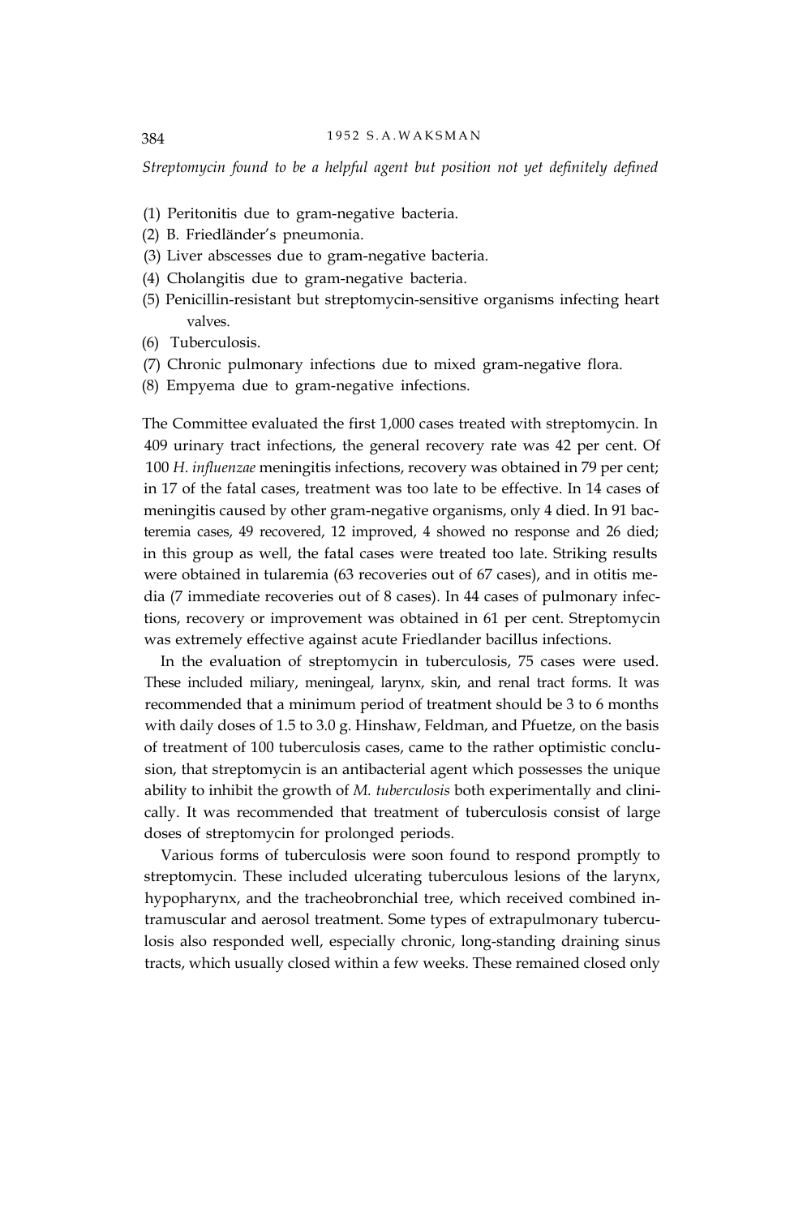*Streptomycin found to be a helpful agent but position not yet definitely defined*

(1) Peritonitis due to gram-negative bacteria.
(2) B. Friedländer's pneumonia.
(3) Liver abscesses due to gram-negative bacteria.
(4) Cholangitis due to gram-negative bacteria.
(5) Penicillin-resistant but streptomycin-sensitive organisms infecting heart valves.
(6) Tuberculosis.
(7) Chronic pulmonary infections due to mixed gram-negative flora.
(8) Empyema due to gram-negative infections.

The Committee evaluated the first 1,000 cases treated with streptomycin. In 409 urinary tract infections, the general recovery rate was 42 per cent. Of 100 *H. influenzae* meningitis infections, recovery was obtained in 79 per cent; in 17 of the fatal cases, treatment was too late to be effective. In 14 cases of meningitis caused by other gram-negative organisms, only 4 died. In 91 bacteremia cases, 49 recovered, 12 improved, 4 showed no response and 26 died; in this group as well, the fatal cases were treated too late. Striking results were obtained in tularemia (63 recoveries out of 67 cases), and in otitis media (7 immediate recoveries out of 8 cases). In 44 cases of pulmonary infections, recovery or improvement was obtained in 61 per cent. Streptomycin was extremely effective against acute Friedlander bacillus infections.

In the evaluation of streptomycin in tuberculosis, 75 cases were used. These included miliary, meningeal, larynx, skin, and renal tract forms. It was recommended that a minimum period of treatment should be 3 to 6 months with daily doses of 1.5 to 3.0 g. Hinshaw, Feldman, and Pfuetze, on the basis of treatment of 100 tuberculosis cases, came to the rather optimistic conclusion, that streptomycin is an antibacterial agent which possesses the unique ability to inhibit the growth of *M. tuberculosis* both experimentally and clinically. It was recommended that treatment of tuberculosis consist of large doses of streptomycin for prolonged periods.

Various forms of tuberculosis were soon found to respond promptly to streptomycin. These included ulcerating tuberculous lesions of the larynx, hypopharynx, and the tracheobronchial tree, which received combined intramuscular and aerosol treatment. Some types of extrapulmonary tuberculosis also responded well, especially chronic, long-standing draining sinus tracts, which usually closed within a few weeks. These remained closed only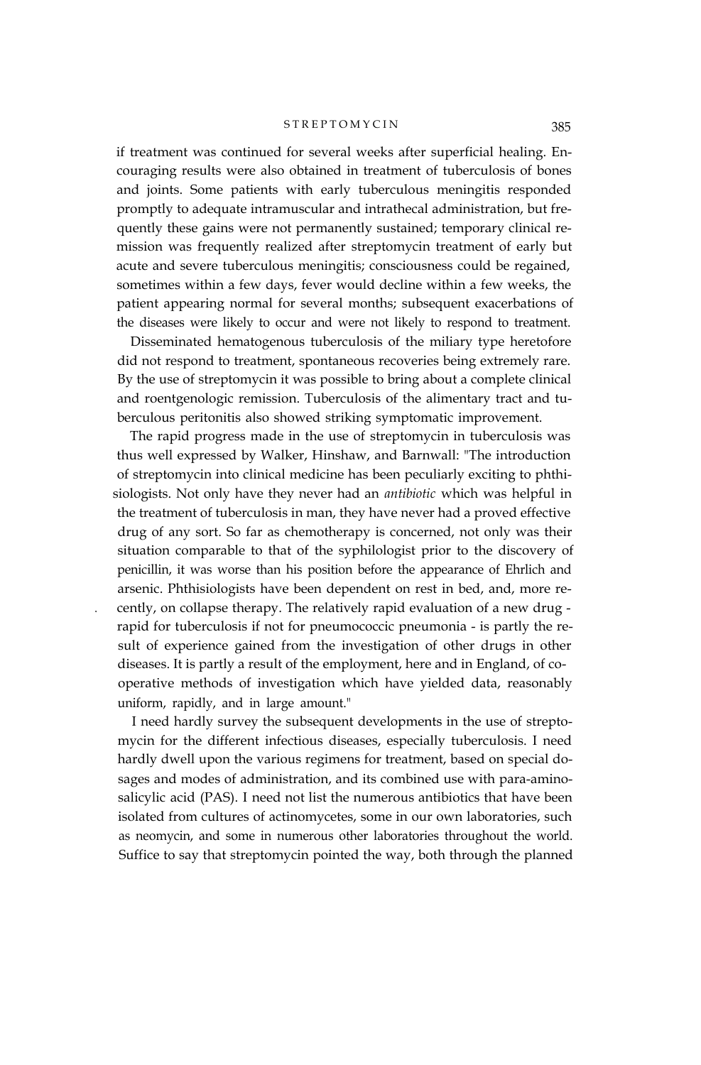if treatment was continued for several weeks after superficial healing. Encouraging results were also obtained in treatment of tuberculosis of bones and joints. Some patients with early tuberculous meningitis responded promptly to adequate intramuscular and intrathecal administration, but frequently these gains were not permanently sustained; temporary clinical remission was frequently realized after streptomycin treatment of early but acute and severe tuberculous meningitis; consciousness could be regained, sometimes within a few days, fever would decline within a few weeks, the patient appearing normal for several months; subsequent exacerbations of the diseases were likely to occur and were not likely to respond to treatment.

Disseminated hematogenous tuberculosis of the miliary type heretofore did not respond to treatment, spontaneous recoveries being extremely rare. By the use of streptomycin it was possible to bring about a complete clinical and roentgenologic remission. Tuberculosis of the alimentary tract and tuberculous peritonitis also showed striking symptomatic improvement.

The rapid progress made in the use of streptomycin in tuberculosis was thus well expressed by Walker, Hinshaw, and Barnwall: "The introduction of streptomycin into clinical medicine has been peculiarly exciting to phthisiologists. Not only have they never had an *antibiotic* which was helpful in the treatment of tuberculosis in man, they have never had a proved effective drug of any sort. So far as chemotherapy is concerned, not only was their situation comparable to that of the syphilologist prior to the discovery of penicillin, it was worse than his position before the appearance of Ehrlich and arsenic. Phthisiologists have been dependent on rest in bed, and, more recently, on collapse therapy. The relatively rapid evaluation of a new drug - rapid for tuberculosis if not for pneumococcic pneumonia - is partly the result of experience gained from the investigation of other drugs in other diseases. It is partly a result of the employment, here and in England, of cooperative methods of investigation which have yielded data, reasonably uniform, rapidly, and in large amount."

I need hardly survey the subsequent developments in the use of streptomycin for the different infectious diseases, especially tuberculosis. I need hardly dwell upon the various regimens for treatment, based on special dosages and modes of administration, and its combined use with para-aminosalicylic acid (PAS). I need not list the numerous antibiotics that have been isolated from cultures of actinomycetes, some in our own laboratories, such as neomycin, and some in numerous other laboratories throughout the world. Suffice to say that streptomycin pointed the way, both through the planned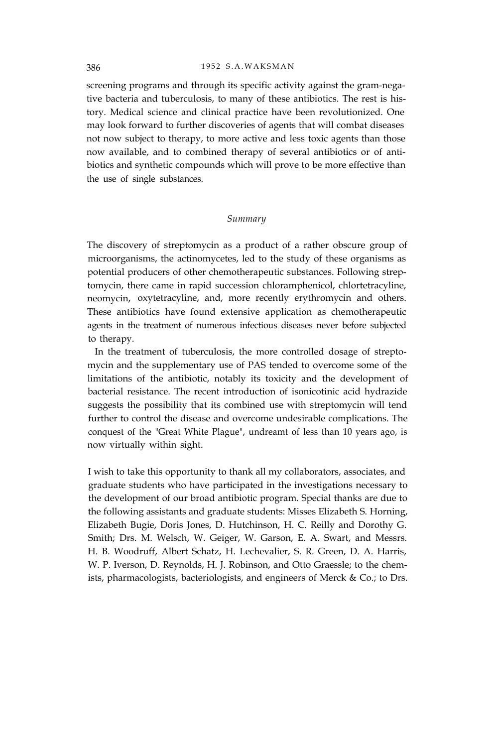screening programs and through its specific activity against the gram-negative bacteria and tuberculosis, to many of these antibiotics. The rest is history. Medical science and clinical practice have been revolutionized. One may look forward to further discoveries of agents that will combat diseases not now subject to therapy, to more active and less toxic agents than those now available, and to combined therapy of several antibiotics or of antibiotics and synthetic compounds which will prove to be more effective than the use of single substances.

## *Summary*

The discovery of streptomycin as a product of a rather obscure group of microorganisms, the actinomycetes, led to the study of these organisms as potential producers of other chemotherapeutic substances. Following streptomycin, there came in rapid succession chloramphenicol, chlortetracyline, neomycin, oxytetracyline, and, more recently erythromycin and others. These antibiotics have found extensive application as chemotherapeutic agents in the treatment of numerous infectious diseases never before subjected to therapy.

In the treatment of tuberculosis, the more controlled dosage of streptomycin and the supplementary use of PAS tended to overcome some of the limitations of the antibiotic, notably its toxicity and the development of bacterial resistance. The recent introduction of isonicotinic acid hydrazide suggests the possibility that its combined use with streptomycin will tend further to control the disease and overcome undesirable complications. The conquest of the "Great White Plague", undreamt of less than 10 years ago, is now virtually within sight.

I wish to take this opportunity to thank all my collaborators, associates, and graduate students who have participated in the investigations necessary to the development of our broad antibiotic program. Special thanks are due to the following assistants and graduate students: Misses Elizabeth S. Horning, Elizabeth Bugie, Doris Jones, D. Hutchinson, H. C. Reilly and Dorothy G. Smith; Drs. M. Welsch, W. Geiger, W. Garson, E. A. Swart, and Messrs. H. B. Woodruff, Albert Schatz, H. Lechevalier, S. R. Green, D. A. Harris, W. P. Iverson, D. Reynolds, H. J. Robinson, and Otto Graessle; to the chemists, pharmacologists, bacteriologists, and engineers of Merck & Co.; to Drs.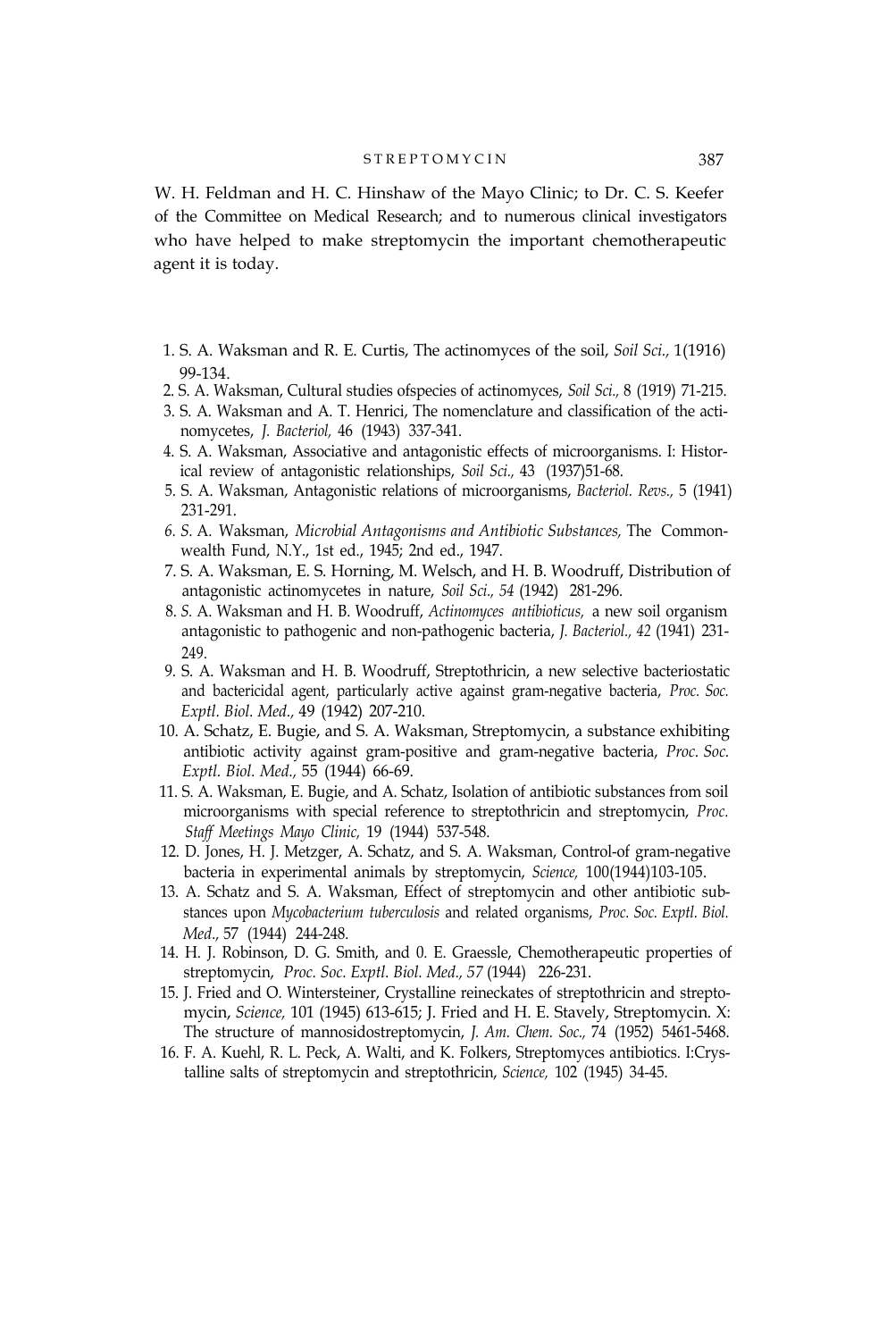W. H. Feldman and H. C. Hinshaw of the Mayo Clinic; to Dr. C. S. Keefer of the Committee on Medical Research; and to numerous clinical investigators who have helped to make streptomycin the important chemotherapeutic agent it is today.

1. S. A. Waksman and R. E. Curtis, The actinomyces of the soil, *Soil Sci.,* 1(1916) 99-134.
2. S. A. Waksman, Cultural studies ofspecies of actinomyces, *Soil Sci.,* 8 (1919) 71-215.
3. S. A. Waksman and A. T. Henrici, The nomenclature and classification of the actinomycetes, *J. Bacteriol,* 46 (1943) 337-341.
4. S. A. Waksman, Associative and antagonistic effects of microorganisms. I: Historical review of antagonistic relationships, *Soil Sci.,* 43 (1937)51-68.
5. S. A. Waksman, Antagonistic relations of microorganisms, *Bacteriol. Revs.,* 5 (1941) 231-291.
6. S. A. Waksman, *Microbial Antagonisms and Antibiotic Substances,* The Commonwealth Fund, N.Y., 1st ed., 1945; 2nd ed., 1947.
7. S. A. Waksman, E. S. Horning, M. Welsch, and H. B. Woodruff, Distribution of antagonistic actinomycetes in nature, *Soil Sci., 54* (1942) 281-296.
8. S. A. Waksman and H. B. Woodruff, *Actinomyces antibioticus,* a new soil organism antagonistic to pathogenic and non-pathogenic bacteria, *J. Bacteriol., 42* (1941) 231-249.
9. S. A. Waksman and H. B. Woodruff, Streptothricin, a new selective bacteriostatic and bactericidal agent, particularly active against gram-negative bacteria, *Proc. Soc. Exptl. Biol. Med.,* 49 (1942) 207-210.
10. A. Schatz, E. Bugie, and S. A. Waksman, Streptomycin, a substance exhibiting antibiotic activity against gram-positive and gram-negative bacteria, *Proc. Soc. Exptl. Biol. Med.,* 55 (1944) 66-69.
11. S. A. Waksman, E. Bugie, and A. Schatz, Isolation of antibiotic substances from soil microorganisms with special reference to streptothricin and streptomycin, *Proc. Staff Meetings Mayo Clinic,* 19 (1944) 537-548.
12. D. Jones, H. J. Metzger, A. Schatz, and S. A. Waksman, Control-of gram-negative bacteria in experimental animals by streptomycin, *Science,* 100(1944)103-105.
13. A. Schatz and S. A. Waksman, Effect of streptomycin and other antibiotic substances upon *Mycobacterium tuberculosis* and related organisms, *Proc. Soc. Exptl. Biol. Med.,* 57 (1944) 244-248.
14. H. J. Robinson, D. G. Smith, and 0. E. Graessle, Chemotherapeutic properties of streptomycin, *Proc. Soc. Exptl. Biol. Med., 57* (1944) 226-231.
15. J. Fried and O. Wintersteiner, Crystalline reineckates of streptothricin and streptomycin, *Science,* 101 (1945) 613-615; J. Fried and H. E. Stavely, Streptomycin. X: The structure of mannosidostreptomycin, *J. Am. Chem. Soc.,* 74 (1952) 5461-5468.
16. F. A. Kuehl, R. L. Peck, A. Walti, and K. Folkers, Streptomyces antibiotics. I:Crystalline salts of streptomycin and streptothricin, *Science,* 102 (1945) 34-45.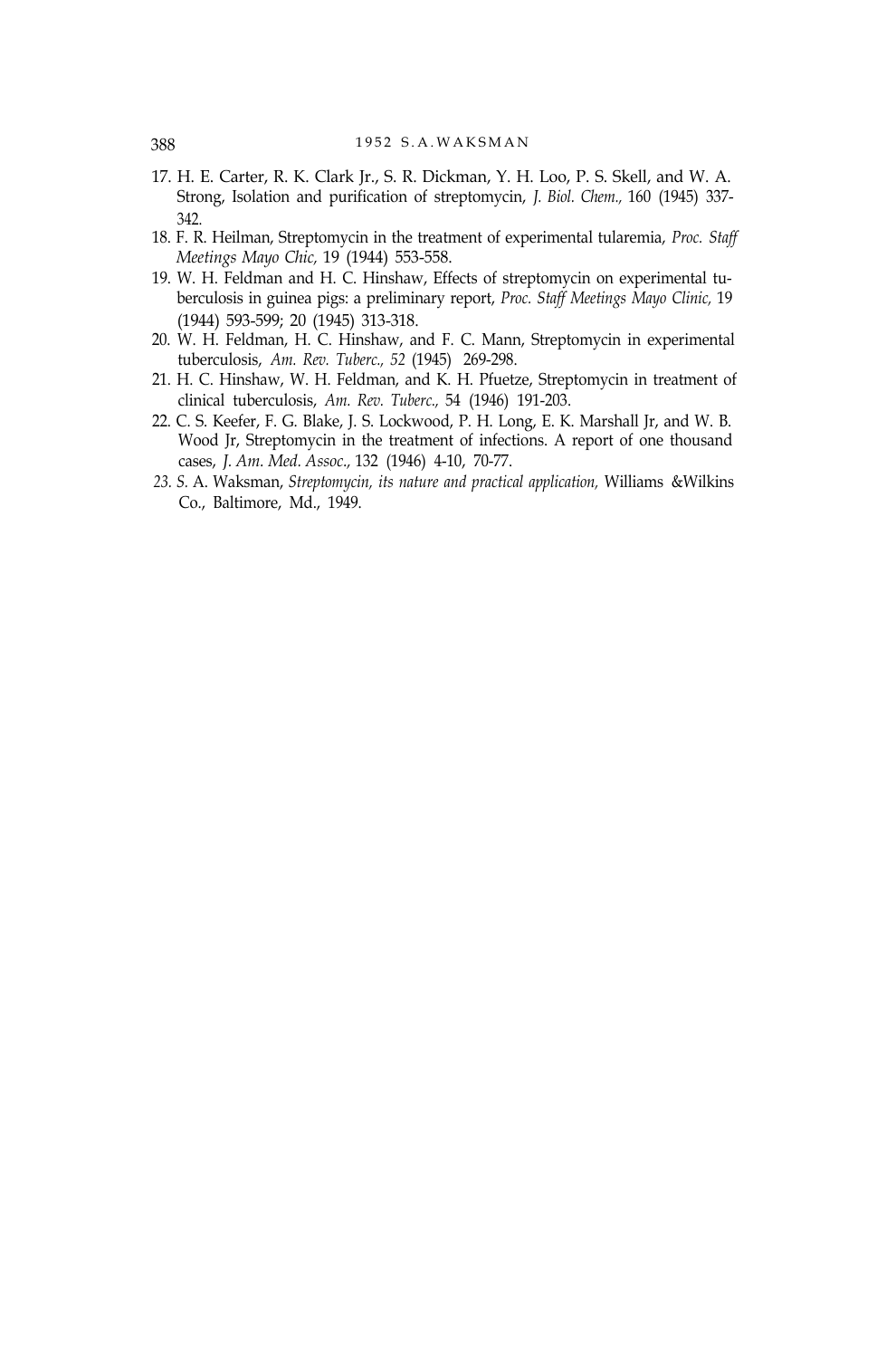17. H. E. Carter, R. K. Clark Jr., S. R. Dickman, Y. H. Loo, P. S. Skell, and W. A. Strong, Isolation and purification of streptomycin, *J. Biol. Chem.,* 160 (1945) 337-342.
18. F. R. Heilman, Streptomycin in the treatment of experimental tularemia, *Proc. Staff Meetings Mayo Chic,* 19 (1944) 553-558.
19. W. H. Feldman and H. C. Hinshaw, Effects of streptomycin on experimental tuberculosis in guinea pigs: a preliminary report, *Proc. Staff Meetings Mayo Clinic,* 19 (1944) 593-599; 20 (1945) 313-318.
20. W. H. Feldman, H. C. Hinshaw, and F. C. Mann, Streptomycin in experimental tuberculosis, *Am. Rev. Tuberc., 52* (1945) 269-298.
21. H. C. Hinshaw, W. H. Feldman, and K. H. Pfuetze, Streptomycin in treatment of clinical tuberculosis, *Am. Rev. Tuberc.,* 54 (1946) 191-203.
22. C. S. Keefer, F. G. Blake, J. S. Lockwood, P. H. Long, E. K. Marshall Jr, and W. B. Wood Jr, Streptomycin in the treatment of infections. A report of one thousand cases, *J. Am. Med. Assoc.,* 132 (1946) 4-10, 70-77.
23. S. A. Waksman, *Streptomycin, its nature and practical application,* Williams &Wilkins Co., Baltimore, Md., 1949.